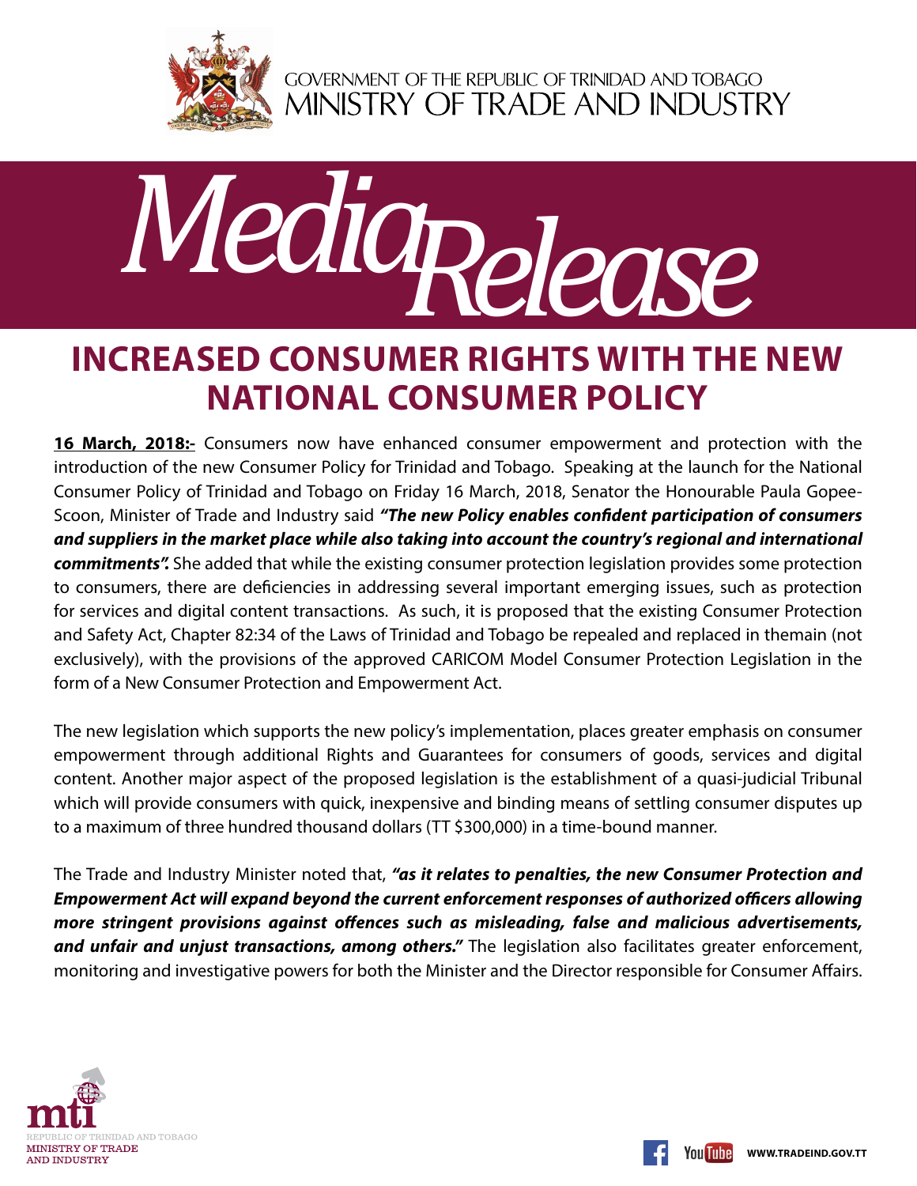GOVERNMENT OF THE REPUBLIC OF TRINIDAD AND TOBAGO
MINISTRY OF TRADE AND INDUSTRY

# *Media Release*

## INCREASED CONSUMER RIGHTS WITH THE NEW NATIONAL CONSUMER POLICY

**16 March, 2018:-** Consumers now have enhanced consumer empowerment and protection with the introduction of the new Consumer Policy for Trinidad and Tobago. Speaking at the launch for the National Consumer Policy of Trinidad and Tobago on Friday 16 March, 2018, Senator the Honourable Paula Gopee-Scoon, Minister of Trade and Industry said ***"The new Policy enables confident participation of consumers and suppliers in the market place while also taking into account the country's regional and international commitments".*** She added that while the existing consumer protection legislation provides some protection to consumers, there are deficiencies in addressing several important emerging issues, such as protection for services and digital content transactions. As such, it is proposed that the existing Consumer Protection and Safety Act, Chapter 82:34 of the Laws of Trinidad and Tobago be repealed and replaced in themain (not exclusively), with the provisions of the approved CARICOM Model Consumer Protection Legislation in the form of a New Consumer Protection and Empowerment Act.

The new legislation which supports the new policy's implementation, places greater emphasis on consumer empowerment through additional Rights and Guarantees for consumers of goods, services and digital content. Another major aspect of the proposed legislation is the establishment of a quasi-judicial Tribunal which will provide consumers with quick, inexpensive and binding means of settling consumer disputes up to a maximum of three hundred thousand dollars (TT $300,000) in a time-bound manner.

The Trade and Industry Minister noted that, ***"as it relates to penalties, the new Consumer Protection and Empowerment Act will expand beyond the current enforcement responses of authorized officers allowing more stringent provisions against offences such as misleading, false and malicious advertisements, and unfair and unjust transactions, among others."*** The legislation also facilitates greater enforcement, monitoring and investigative powers for both the Minister and the Director responsible for Consumer Affairs.

mti
REPUBLIC OF TRINIDAD AND TOBAGO
MINISTRY OF TRADE AND INDUSTRY

WWW.TRADEIND.GOV.TT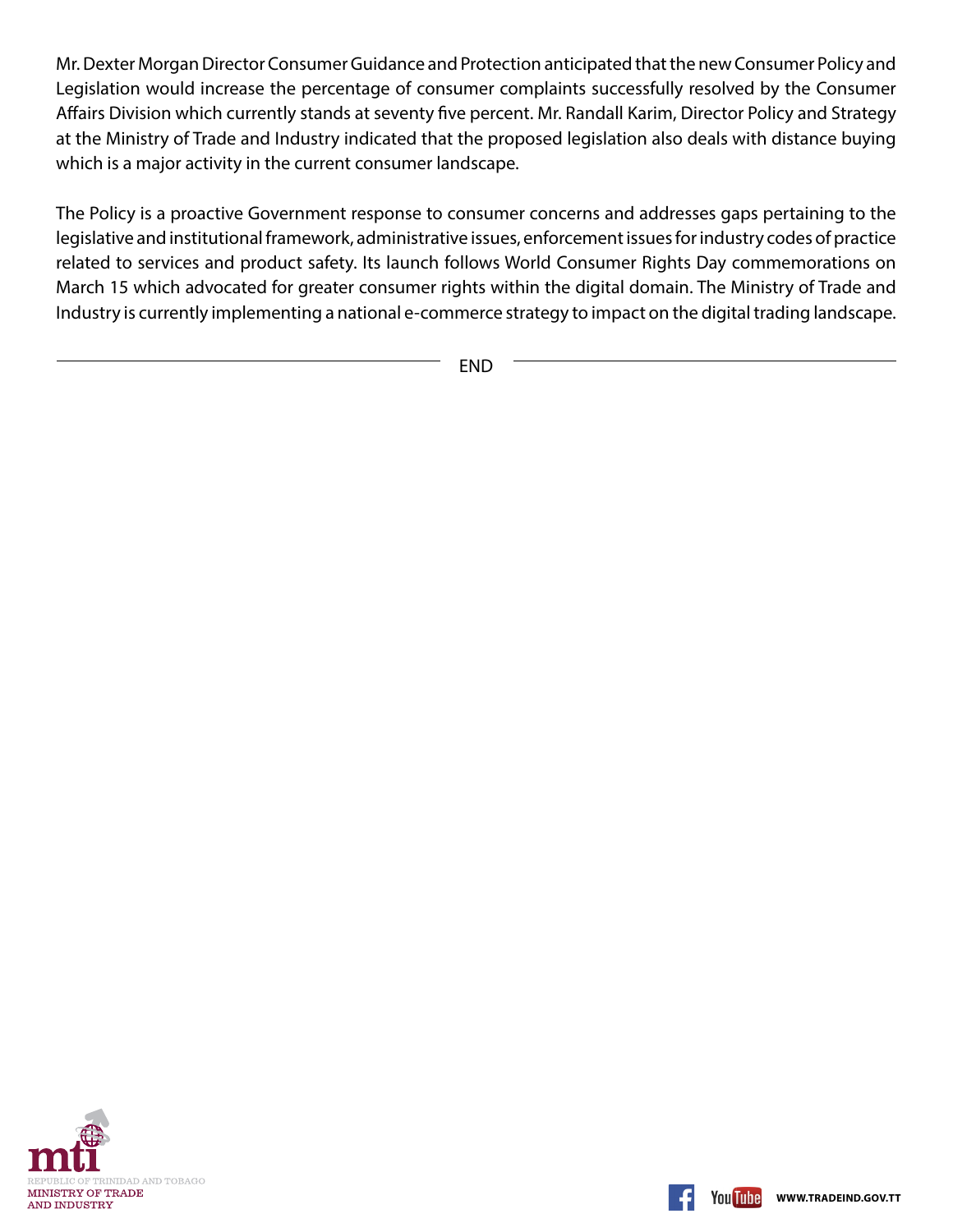Mr. Dexter Morgan Director Consumer Guidance and Protection anticipated that the new Consumer Policy and Legislation would increase the percentage of consumer complaints successfully resolved by the Consumer Affairs Division which currently stands at seventy five percent. Mr. Randall Karim, Director Policy and Strategy at the Ministry of Trade and Industry indicated that the proposed legislation also deals with distance buying which is a major activity in the current consumer landscape.

The Policy is a proactive Government response to consumer concerns and addresses gaps pertaining to the legislative and institutional framework, administrative issues, enforcement issues for industry codes of practice related to services and product safety. Its launch follows World Consumer Rights Day commemorations on March 15 which advocated for greater consumer rights within the digital domain. The Ministry of Trade and Industry is currently implementing a national e-commerce strategy to impact on the digital trading landscape.

END